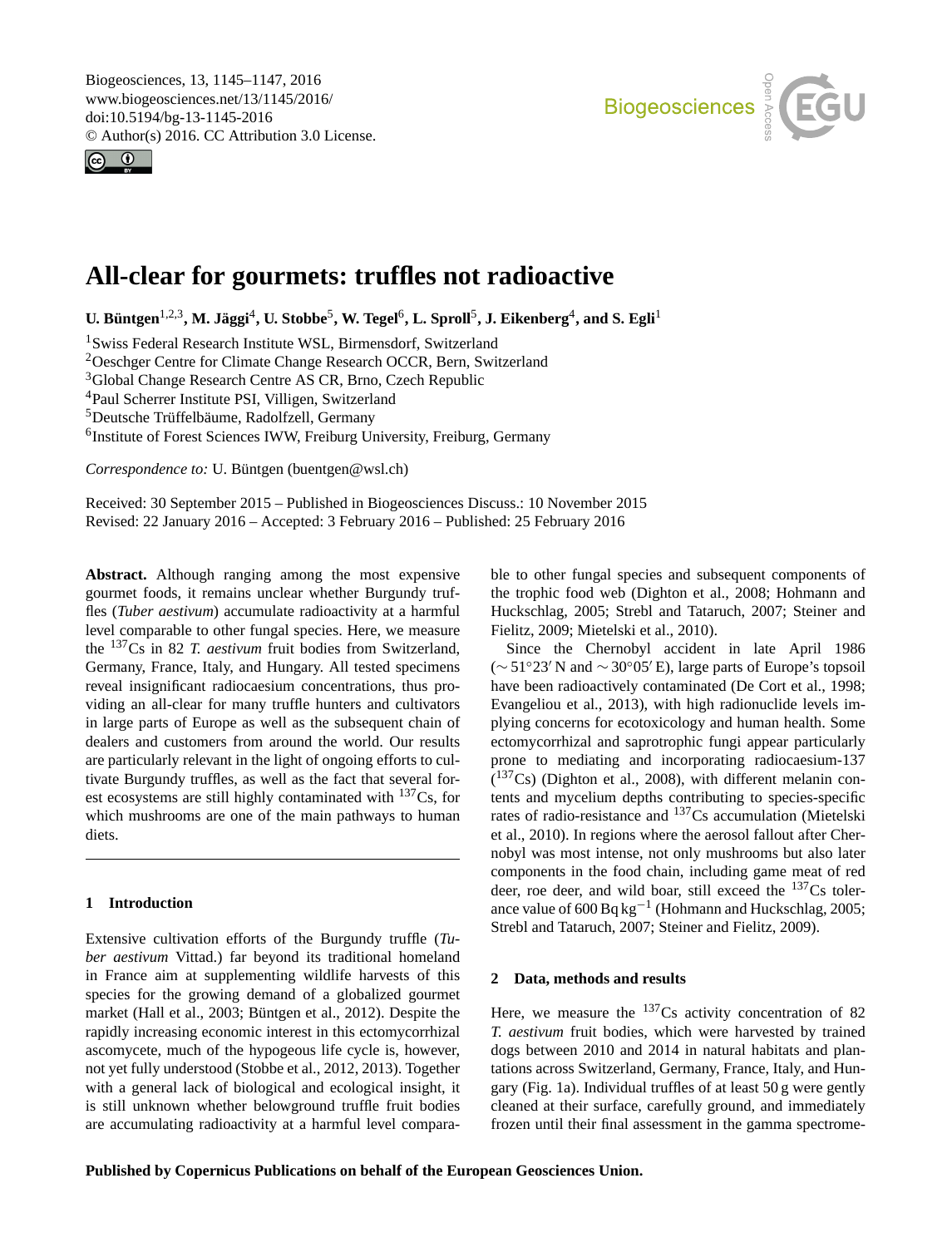# All-clear for gourmets: truffles not radioactive

**U. Büntgen[1,2,3], M. Jäggi[4], U. Stobbe[5], W. Tegel[6], L. Sproll[5], J. Eikenberg[4], and S. Egli[1]**

[1]Swiss Federal Research Institute WSL, Birmensdorf, Switzerland
[2]Oeschger Centre for Climate Change Research OCCR, Bern, Switzerland
[3]Global Change Research Centre AS CR, Brno, Czech Republic
[4]Paul Scherrer Institute PSI, Villigen, Switzerland
[5]Deutsche Trüffelbäume, Radolfzell, Germany
[6]Institute of Forest Sciences IWW, Freiburg University, Freiburg, Germany

*Correspondence to:* U. Büntgen (buentgen@wsl.ch)

Received: 30 September 2015 – Published in Biogeosciences Discuss.: 10 November 2015
Revised: 22 January 2016 – Accepted: 3 February 2016 – Published: 25 February 2016

**Abstract.** Although ranging among the most expensive gourmet foods, it remains unclear whether Burgundy truffles (*Tuber aestivum*) accumulate radioactivity at a harmful level comparable to other fungal species. Here, we measure the $^{137}$Cs in 82 *T. aestivum* fruit bodies from Switzerland, Germany, France, Italy, and Hungary. All tested specimens reveal insignificant radiocaesium concentrations, thus providing an all-clear for many truffle hunters and cultivators in large parts of Europe as well as the subsequent chain of dealers and customers from around the world. Our results are particularly relevant in the light of ongoing efforts to cultivate Burgundy truffles, as well as the fact that several forest ecosystems are still highly contaminated with $^{137}$Cs, for which mushrooms are one of the main pathways to human diets.

## 1 Introduction

Extensive cultivation efforts of the Burgundy truffle (*Tuber aestivum* Vittad.) far beyond its traditional homeland in France aim at supplementing wildlife harvests of this species for the growing demand of a globalized gourmet market (Hall et al., 2003; Büntgen et al., 2012). Despite the rapidly increasing economic interest in this ectomycorrhizal ascomycete, much of the hypogeous life cycle is, however, not yet fully understood (Stobbe et al., 2012, 2013). Together with a general lack of biological and ecological insight, it is still unknown whether belowground truffle fruit bodies are accumulating radioactivity at a harmful level comparable to other fungal species and subsequent components of the trophic food web (Dighton et al., 2008; Hohmann and Huckschlag, 2005; Strebl and Tataruch, 2007; Steiner and Fielitz, 2009; Mietelski et al., 2010).

Since the Chernobyl accident in late April 1986 (∼ 51°23′ N and ∼ 30°05′ E), large parts of Europe's topsoil have been radioactively contaminated (De Cort et al., 1998; Evangeliou et al., 2013), with high radionuclide levels implying concerns for ecotoxicology and human health. Some ectomycorrhizal and saprotrophic fungi appear particularly prone to mediating and incorporating radiocaesium-137 ($^{137}$Cs) (Dighton et al., 2008), with different melanin contents and mycelium depths contributing to species-specific rates of radio-resistance and $^{137}$Cs accumulation (Mietelski et al., 2010). In regions where the aerosol fallout after Chernobyl was most intense, not only mushrooms but also later components in the food chain, including game meat of red deer, roe deer, and wild boar, still exceed the $^{137}$Cs tolerance value of 600 Bq kg$^{-1}$ (Hohmann and Huckschlag, 2005; Strebl and Tataruch, 2007; Steiner and Fielitz, 2009).

## 2 Data, methods and results

Here, we measure the $^{137}$Cs activity concentration of 82 *T. aestivum* fruit bodies, which were harvested by trained dogs between 2010 and 2014 in natural habitats and plantations across Switzerland, Germany, France, Italy, and Hungary (Fig. 1a). Individual truffles of at least 50 g were gently cleaned at their surface, carefully ground, and immediately frozen until their final assessment in the gamma spectrome-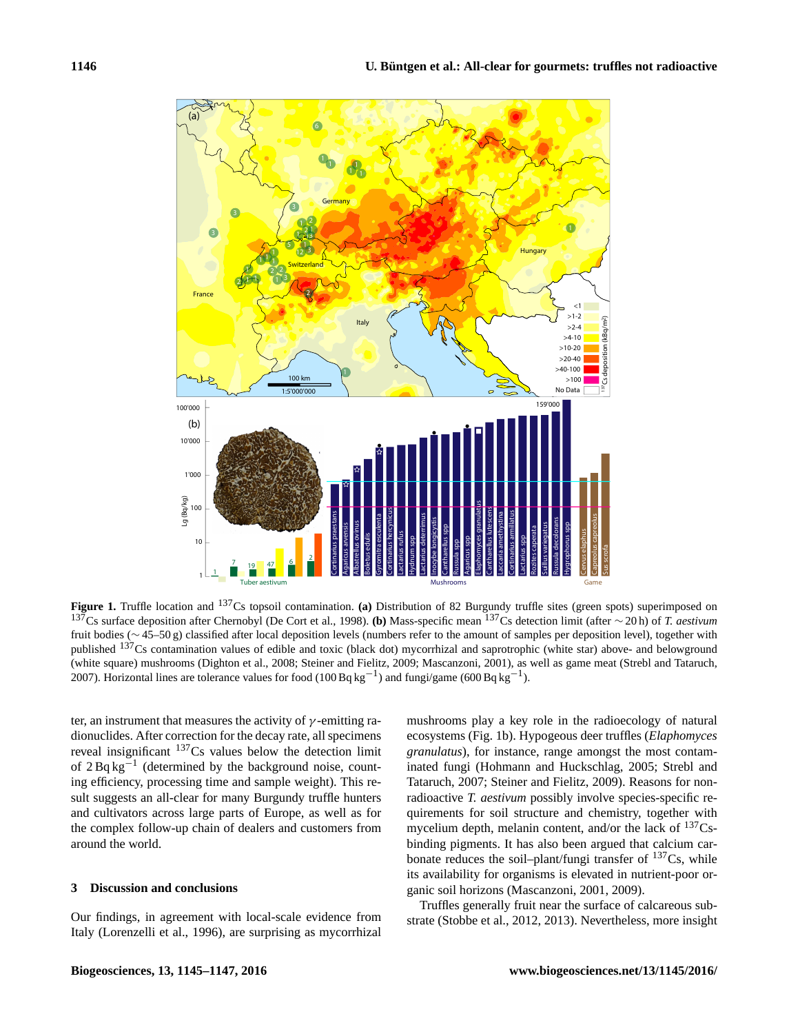**Figure 1.** Truffle location and $^{137}$Cs topsoil contamination. **(a)** Distribution of 82 Burgundy truffle sites (green spots) superimposed on $^{137}$Cs surface deposition after Chernobyl (De Cort et al., 1998). **(b)** Mass-specific mean $^{137}$Cs detection limit (after ∼ 20 h) of *T. aestivum* fruit bodies (∼ 45–50 g) classified after local deposition levels (numbers refer to the amount of samples per deposition level), together with published $^{137}$Cs contamination values of edible and toxic (black dot) mycorrhizal and saprotrophic (white star) above- and belowground (white square) mushrooms (Dighton et al., 2008; Steiner and Fielitz, 2009; Mascanzoni, 2001), as well as game meat (Strebl and Tataruch, 2007). Horizontal lines are tolerance values for food (100 Bq kg$^{-1}$) and fungi/game (600 Bq kg$^{-1}$).

ter, an instrument that measures the activity of $\gamma$-emitting radionuclides. After correction for the decay rate, all specimens reveal insignificant $^{137}$Cs values below the detection limit of 2 Bq kg$^{-1}$ (determined by the background noise, counting efficiency, processing time and sample weight). This result suggests an all-clear for many Burgundy truffle hunters and cultivators across large parts of Europe, as well as for the complex follow-up chain of dealers and customers from around the world.

## 3 Discussion and conclusions

Our findings, in agreement with local-scale evidence from Italy (Lorenzelli et al., 1996), are surprising as mycorrhizal mushrooms play a key role in the radioecology of natural ecosystems (Fig. 1b). Hypogeous deer truffles (*Elaphomyces granulatus*), for instance, range amongst the most contaminated fungi (Hohmann and Huckschlag, 2005; Strebl and Tataruch, 2007; Steiner and Fielitz, 2009). Reasons for non-radioactive *T. aestivum* possibly involve species-specific requirements for soil structure and chemistry, together with mycelium depth, melanin content, and/or the lack of $^{137}$Cs-binding pigments. It has also been argued that calcium carbonate reduces the soil–plant/fungi transfer of $^{137}$Cs, while its availability for organisms is elevated in nutrient-poor organic soil horizons (Mascanzoni, 2001, 2009).

Truffles generally fruit near the surface of calcareous substrate (Stobbe et al., 2012, 2013). Nevertheless, more insight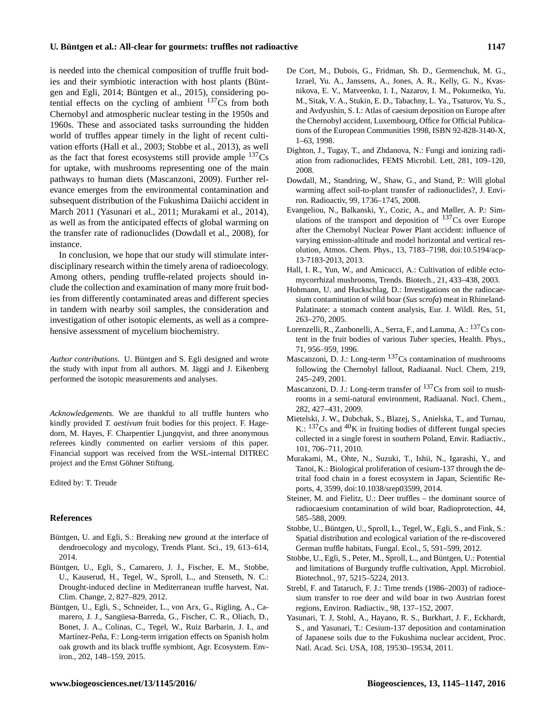is needed into the chemical composition of truffle fruit bodies and their symbiotic interaction with host plants (Büntgen and Egli, 2014; Büntgen et al., 2015), considering potential effects on the cycling of ambient $^{137}$Cs from both Chernobyl and atmospheric nuclear testing in the 1950s and 1960s. These and associated tasks surrounding the hidden world of truffles appear timely in the light of recent cultivation efforts (Hall et al., 2003; Stobbe et al., 2013), as well as the fact that forest ecosystems still provide ample $^{137}$Cs for uptake, with mushrooms representing one of the main pathways to human diets (Mascanzoni, 2009). Further relevance emerges from the environmental contamination and subsequent distribution of the Fukushima Daiichi accident in March 2011 (Yasunari et al., 2011; Murakami et al., 2014), as well as from the anticipated effects of global warming on the transfer rate of radionuclides (Dowdall et al., 2008), for instance.

In conclusion, we hope that our study will stimulate interdisciplinary research within the timely arena of radioecology. Among others, pending truffle-related projects should include the collection and examination of many more fruit bodies from differently contaminated areas and different species in tandem with nearby soil samples, the consideration and investigation of other isotopic elements, as well as a comprehensive assessment of mycelium biochemistry.

*Author contributions.* U. Büntgen and S. Egli designed and wrote the study with input from all authors. M. Jäggi and J. Eikenberg performed the isotopic measurements and analyses.

*Acknowledgements.* We are thankful to all truffle hunters who kindly provided *T. aestivum* fruit bodies for this project. F. Hagedorn, M. Hayes, F. Charpentier Ljungqvist, and three anonymous referees kindly commented on earlier versions of this paper. Financial support was received from the WSL-internal DITREC project and the Ernst Göhner Stiftung.

Edited by: T. Treude

## References

Büntgen, U. and Egli, S.: Breaking new ground at the interface of dendroecology and mycology, Trends Plant. Sci., 19, 613–614, 2014.

Büntgen, U., Egli, S., Camarero, J. J., Fischer, E. M., Stobbe, U., Kauserud, H., Tegel, W., Sproll, L., and Stenseth, N. C.: Drought-induced decline in Mediterranean truffle harvest, Nat. Clim. Change, 2, 827–829, 2012.

Büntgen, U., Egli, S., Schneider, L., von Arx, G., Rigling, A., Camarero, J. J., Sangüesa-Barreda, G., Fischer, C. R., Oliach, D., Bonet, J. A., Colinas, C., Tegel, W., Ruiz Barbarin, J. I., and Martínez-Peña, F.: Long-term irrigation effects on Spanish holm oak growth and its black truffle symbiont, Agr. Ecosystem. Environ., 202, 148–159, 2015.

De Cort, M., Dubois, G., Fridman, Sh. D., Germenchuk, M. G., Izrael, Yu. A., Janssens, A., Jones, A. R., Kelly, G. N., Kvasnikova, E. V., Matveenko, I. I., Nazarov, I. M., Pokumeiko, Yu. M., Sitak, V. A., Stukin, E. D., Tabachny, L. Ya., Tsaturov, Yu. S., and Avdyushin, S. I.: Atlas of caesium deposition on Europe after the Chernobyl accident, Luxembourg, Office for Official Publications of the European Communities 1998, ISBN 92-828-3140-X, 1–63, 1998.

Dighton, J., Tugay, T., and Zhdanova, N.: Fungi and ionizing radiation from radionuclides, FEMS Microbil. Lett, 281, 109–120, 2008.

Dowdall, M., Standring, W., Shaw, G., and Stand, P.: Will global warming affect soil-to-plant transfer of radionuclides?, J. Environ. Radioactiv, 99, 1736–1745, 2008.

Evangeliou, N., Balkanski, Y., Cozic, A., and Møller, A. P.: Simulations of the transport and deposition of $^{137}$Cs over Europe after the Chernobyl Nuclear Power Plant accident: influence of varying emission-altitude and model horizontal and vertical resolution, Atmos. Chem. Phys., 13, 7183–7198, doi:10.5194/acp-13-7183-2013, 2013.

Hall, I. R., Yun, W., and Amicucci, A.: Cultivation of edible ectomycorrhizal mushrooms, Trends. Biotech., 21, 433–438, 2003.

Hohmann, U. and Huckschlag, D.: Investigations on the radiocaesium contamination of wild boar (*Sus scrofa*) meat in Rhineland-Palatinate: a stomach content analysis, Eur. J. Wildl. Res, 51, 263–270, 2005.

Lorenzelli, R., Zanbonelli, A., Serra, F., and Lamma, A.: $^{137}$Cs content in the fruit bodies of various *Tuber* species, Health. Phys., 71, 956–959, 1996.

Mascanzoni, D. J.: Long-term $^{137}$Cs contamination of mushrooms following the Chernobyl fallout, Radiaanal. Nucl. Chem, 219, 245–249, 2001.

Mascanzoni, D. J.: Long-term transfer of $^{137}$Cs from soil to mushrooms in a semi-natural environment, Radiaanal. Nucl. Chem., 282, 427–431, 2009.

Mietelski, J. W., Dubchak, S., Blazej, S., Anielska, T., and Turnau, K.: $^{137}$Cs and $^{40}$K in fruiting bodies of different fungal species collected in a single forest in southern Poland, Envir. Radiactiv., 101, 706–711, 2010.

Murakami, M., Ohte, N., Suzuki, T., Ishii, N., Igarashi, Y., and Tanoi, K.: Biological proliferation of cesium-137 through the detrital food chain in a forest ecosystem in Japan, Scientific Reports, 4, 3599, doi:10.1038/srep03599, 2014.

Steiner, M. and Fielitz, U.: Deer truffles – the dominant source of radiocaesium contamination of wild boar, Radioprotection, 44, 585–588, 2009.

Stobbe, U., Büntgen, U., Sproll, L., Tegel, W., Egli, S., and Fink, S.: Spatial distribution and ecological variation of the re-discovered German truffle habitats, Fungal. Ecol., 5, 591–599, 2012.

Stobbe, U., Egli, S., Peter, M., Sproll, L., and Büntgen, U.: Potential and limitations of Burgundy truffle cultivation, Appl. Microbiol. Biotechnol., 97, 5215–5224, 2013.

Strebl, F. and Tataruch, F. J.: Time trends (1986–2003) of radiocesium transfer to roe deer and wild boar in two Austrian forest regions, Environ. Radioactiv., 98, 137–152, 2007.

Yasunari, T. J, Stohl, A., Hayano, R. S., Burkhart, J. F., Eckhardt, S., and Yasunari, T.: Cesium-137 deposition and contamination of Japanese soils due to the Fukushima nuclear accident, Proc. Natl. Acad. Sci. USA, 108, 19530–19534, 2011.